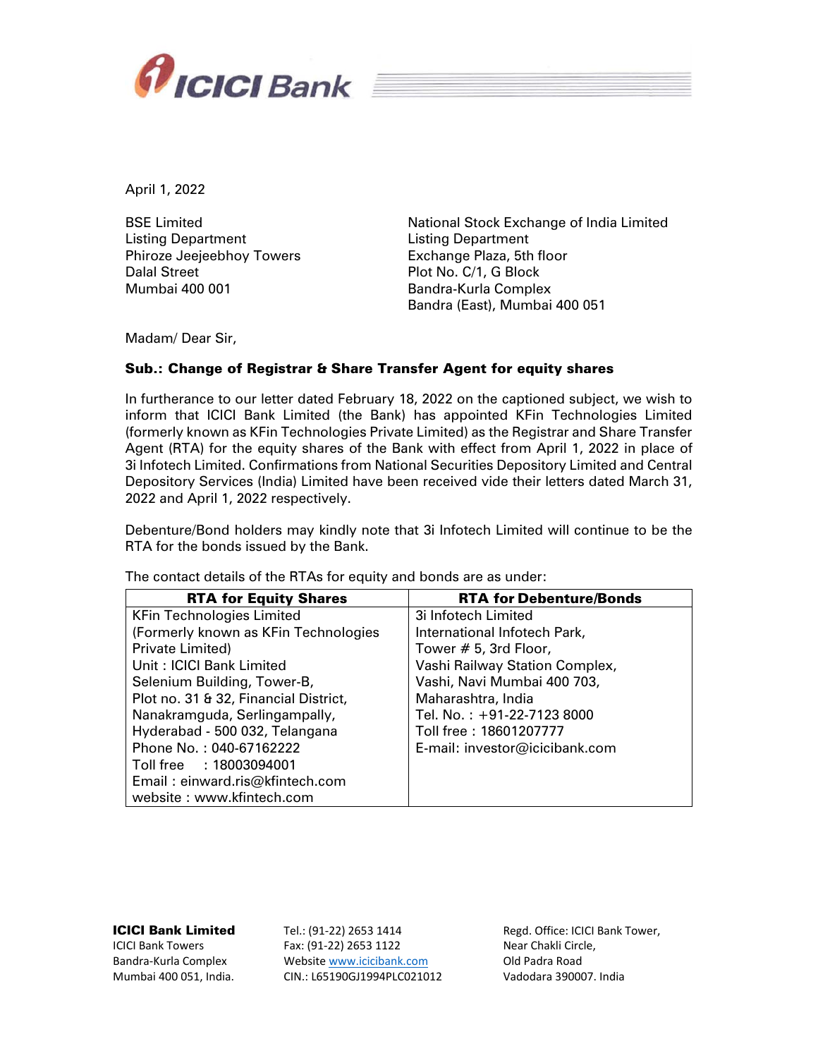April 1, 2022

BSE Limited
Listing Department
Phiroze Jeejeebhoy Towers
Dalal Street
Mumbai 400 001

National Stock Exchange of India Limited
Listing Department
Exchange Plaza, 5th floor
Plot No. C/1, G Block
Bandra-Kurla Complex
Bandra (East), Mumbai 400 051

Madam/ Dear Sir,

**Sub.: Change of Registrar & Share Transfer Agent for equity shares**

In furtherance to our letter dated February 18, 2022 on the captioned subject, we wish to inform that ICICI Bank Limited (the Bank) has appointed KFin Technologies Limited (formerly known as KFin Technologies Private Limited) as the Registrar and Share Transfer Agent (RTA) for the equity shares of the Bank with effect from April 1, 2022 in place of 3i Infotech Limited. Confirmations from National Securities Depository Limited and Central Depository Services (India) Limited have been received vide their letters dated March 31, 2022 and April 1, 2022 respectively.

Debenture/Bond holders may kindly note that 3i Infotech Limited will continue to be the RTA for the bonds issued by the Bank.

The contact details of the RTAs for equity and bonds are as under:

| RTA for Equity Shares | RTA for Debenture/Bonds |
|---|---|
| KFin Technologies Limited<br>(Formerly known as KFin Technologies Private Limited)<br>Unit : ICICI Bank Limited<br>Selenium Building, Tower-B,<br>Plot no. 31 & 32, Financial District,<br>Nanakramguda, Serlingampally,<br>Hyderabad - 500 032, Telangana<br>Phone No. : 040-67162222<br>Toll free : 18003094001<br>Email : einward.ris@kfintech.com<br>website : www.kfintech.com | 3i Infotech Limited<br>International Infotech Park,<br>Tower # 5, 3rd Floor,<br>Vashi Railway Station Complex,<br>Vashi, Navi Mumbai 400 703,<br>Maharashtra, India<br>Tel. No. : +91-22-7123 8000<br>Toll free : 18601207777<br>E-mail: investor@icicibank.com |

**ICICI Bank Limited**
ICICI Bank Towers
Bandra-Kurla Complex
Mumbai 400 051, India.

Tel.: (91-22) 2653 1414
Fax: (91-22) 2653 1122
Website www.icicibank.com
CIN.: L65190GJ1994PLC021012

Regd. Office: ICICI Bank Tower,
Near Chakli Circle,
Old Padra Road
Vadodara 390007. India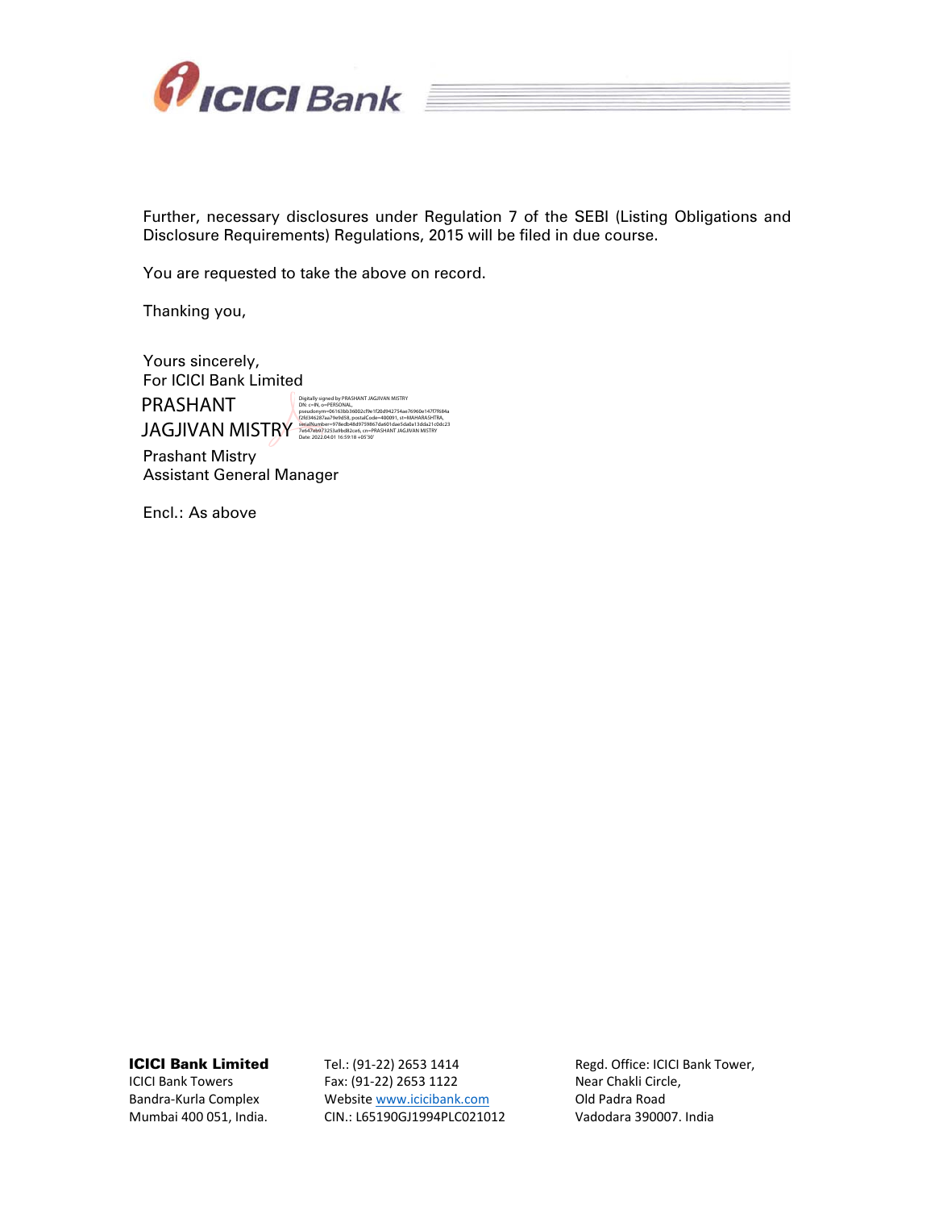Further, necessary disclosures under Regulation 7 of the SEBI (Listing Obligations and Disclosure Requirements) Regulations, 2015 will be filed in due course.

You are requested to take the above on record.

Thanking you,

Yours sincerely,
For ICICI Bank Limited

PRASHANT JAGJIVAN MISTRY

Digitally signed by PRASHANT JAGJIVAN MISTRY
DN: c=IN, o=PERSONAL, pseudonym=06163bb36002cf9e1f20d942754ae76960e147f7f684af2fd346287aa79e9d58, postalCode=400091, st=MAHARASHTRA, serialNumber=978edb48d9759867da601dae5da0a13dda21c0dc237e647eb973253a9bd82ce6, cn=PRASHANT JAGJIVAN MISTRY
Date: 2022.04.01 16:59:18 +05'30'

Prashant Mistry
Assistant General Manager

Encl.: As above

**ICICI Bank Limited**
ICICI Bank Towers
Bandra-Kurla Complex
Mumbai 400 051, India.

Tel.: (91-22) 2653 1414
Fax: (91-22) 2653 1122
Website www.icicibank.com
CIN.: L65190GJ1994PLC021012

Regd. Office: ICICI Bank Tower,
Near Chakli Circle,
Old Padra Road
Vadodara 390007. India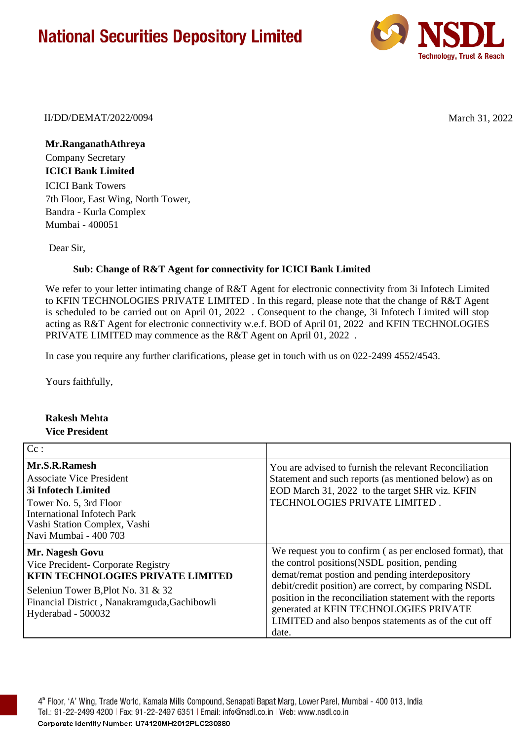# National Securities Depository Limited

**NSDL**
Technology, Trust & Reach

II/DD/DEMAT/2022/0094

March 31, 2022

**Mr.RanganathAthreya**
Company Secretary
**ICICI Bank Limited**
ICICI Bank Towers
7th Floor, East Wing, North Tower,
Bandra - Kurla Complex
Mumbai - 400051

Dear Sir,

**Sub: Change of R&T Agent for connectivity for ICICI Bank Limited**

We refer to your letter intimating change of R&T Agent for electronic connectivity from 3i Infotech Limited to KFIN TECHNOLOGIES PRIVATE LIMITED . In this regard, please note that the change of R&T Agent is scheduled to be carried out on April 01, 2022 . Consequent to the change, 3i Infotech Limited will stop acting as R&T Agent for electronic connectivity w.e.f. BOD of April 01, 2022 and KFIN TECHNOLOGIES PRIVATE LIMITED may commence as the R&T Agent on April 01, 2022 .

In case you require any further clarifications, please get in touch with us on 022-2499 4552/4543.

Yours faithfully,

**Rakesh Mehta**
**Vice President**

| Cc : | |
| --- | --- |
| **Mr.S.R.Ramesh**<br>Associate Vice President<br>**3i Infotech Limited**<br>Tower No. 5, 3rd Floor<br>International Infotech Park<br>Vashi Station Complex, Vashi<br>Navi Mumbai - 400 703 | You are advised to furnish the relevant Reconciliation Statement and such reports (as mentioned below) as on EOD March 31, 2022 to the target SHR viz. KFIN TECHNOLOGIES PRIVATE LIMITED . |
| **Mr. Nagesh Govu**<br>Vice Precident- Corporate Registry<br>**KFIN TECHNOLOGIES PRIVATE LIMITED**<br>Seleniun Tower B,Plot No. 31 & 32<br>Financial District , Nanakramguda,Gachibowli<br>Hyderabad - 500032 | We request you to confirm ( as per enclosed format), that the control positions(NSDL position, pending demat/remat postion and pending interdepository debit/credit position) are correct, by comparing NSDL position in the reconciliation statement with the reports generated at KFIN TECHNOLOGIES PRIVATE LIMITED and also benpos statements as of the cut off date. |

4th Floor, 'A' Wing, Trade World, Kamala Mills Compound, Senapati Bapat Marg, Lower Parel, Mumbai - 400 013, India
Tel.: 91-22-2499 4200 | Fax: 91-22-2497 6351 | Email: info@nsdl.co.in | Web: www.nsdl.co.in
Corporate Identity Number: U74120MH2012PLC230380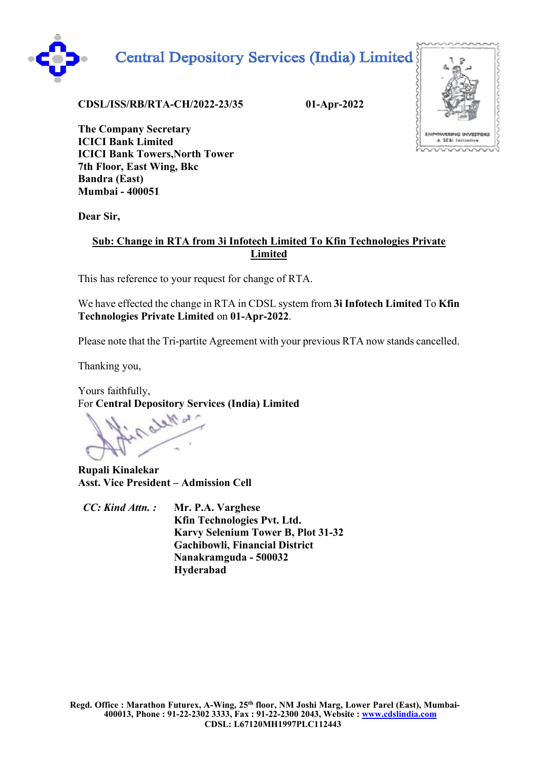# Central Depository Services (India) Limited

**CDSL/ISS/RB/RTA-CH/2022-23/35** **01-Apr-2022**

EMPOWERING INVESTORS
A SEBI Initiative

**The Company Secretary**
**ICICI Bank Limited**
**ICICI Bank Towers,North Tower**
**7th Floor, East Wing, Bkc**
**Bandra (East)**
**Mumbai - 400051**

**Dear Sir,**

**Sub: Change in RTA from 3i Infotech Limited To Kfin Technologies Private Limited**

This has reference to your request for change of RTA.

We have effected the change in RTA in CDSL system from **3i Infotech Limited** To **Kfin Technologies Private Limited** on **01-Apr-2022**.

Please note that the Tri-partite Agreement with your previous RTA now stands cancelled.

Thanking you,

Yours faithfully,
For **Central Depository Services (India) Limited**

**Rupali Kinalekar**
**Asst. Vice President – Admission Cell**

*CC: Kind Attn. :* **Mr. P.A. Varghese**
**Kfin Technologies Pvt. Ltd.**
**Karvy Selenium Tower B, Plot 31-32**
**Gachibowli, Financial District**
**Nanakramguda - 500032**
**Hyderabad**

**Regd. Office : Marathon Futurex, A-Wing, 25th floor, NM Joshi Marg, Lower Parel (East), Mumbai-400013, Phone : 91-22-2302 3333, Fax : 91-22-2300 2043, Website : www.cdslindia.com**
**CDSL: L67120MH1997PLC112443**